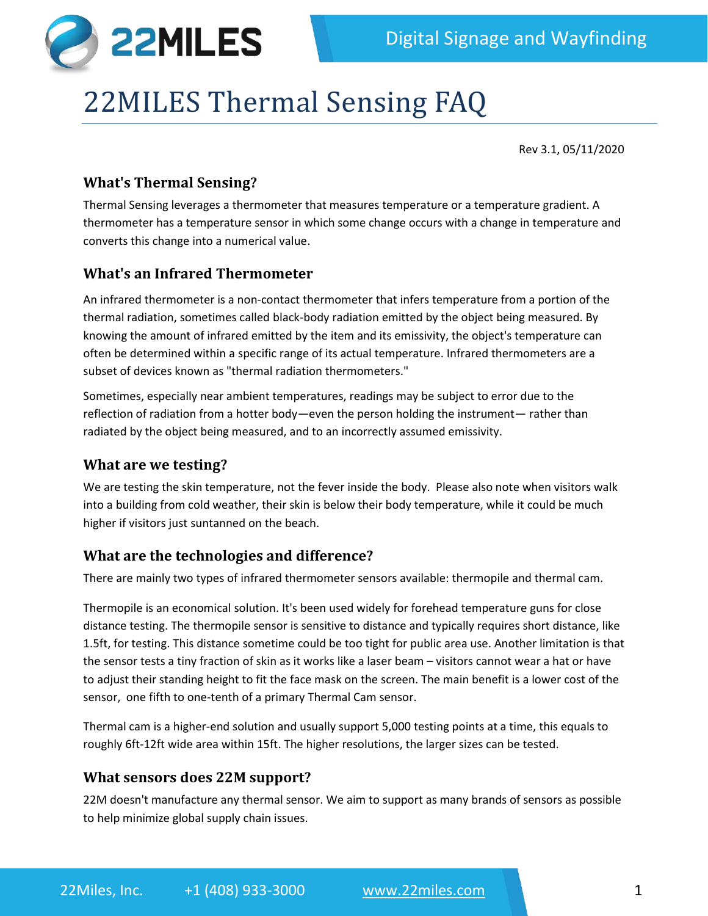# 22MILES Thermal Sensing FAQ

Rev 3.1, 05/11/2020

## What's Thermal Sensing?

Thermal Sensing leverages a thermometer that measures temperature or a temperature gradient. A thermometer has a temperature sensor in which some change occurs with a change in temperature and converts this change into a numerical value.

## What's an Infrared Thermometer

An infrared thermometer is a non-contact thermometer that infers temperature from a portion of the thermal radiation, sometimes called black-body radiation emitted by the object being measured. By knowing the amount of infrared emitted by the item and its emissivity, the object's temperature can often be determined within a specific range of its actual temperature. Infrared thermometers are a subset of devices known as "thermal radiation thermometers."

Sometimes, especially near ambient temperatures, readings may be subject to error due to the reflection of radiation from a hotter body—even the person holding the instrument— rather than radiated by the object being measured, and to an incorrectly assumed emissivity.

## What are we testing?

We are testing the skin temperature, not the fever inside the body. Please also note when visitors walk into a building from cold weather, their skin is below their body temperature, while it could be much higher if visitors just suntanned on the beach.

## What are the technologies and difference?

There are mainly two types of infrared thermometer sensors available: thermopile and thermal cam.

Thermopile is an economical solution. It's been used widely for forehead temperature guns for close distance testing. The thermopile sensor is sensitive to distance and typically requires short distance, like 1.5ft, for testing. This distance sometime could be too tight for public area use. Another limitation is that the sensor tests a tiny fraction of skin as it works like a laser beam – visitors cannot wear a hat or have to adjust their standing height to fit the face mask on the screen. The main benefit is a lower cost of the sensor, one fifth to one-tenth of a primary Thermal Cam sensor.

Thermal cam is a higher-end solution and usually support 5,000 testing points at a time, this equals to roughly 6ft-12ft wide area within 15ft. The higher resolutions, the larger sizes can be tested.

## What sensors does 22M support?

22M doesn't manufacture any thermal sensor. We aim to support as many brands of sensors as possible to help minimize global supply chain issues.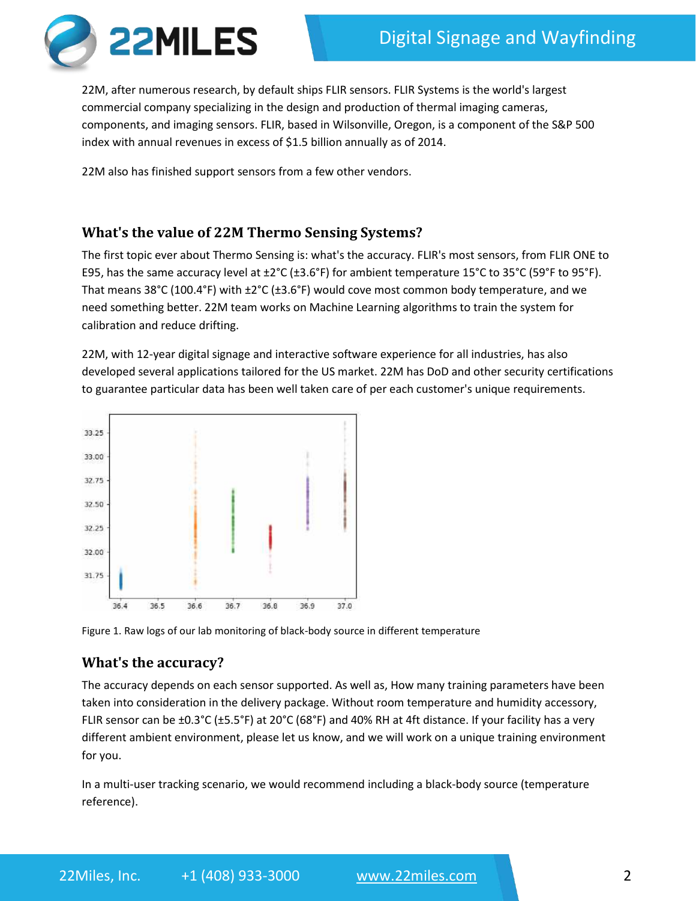22M, after numerous research, by default ships FLIR sensors. FLIR Systems is the world's largest commercial company specializing in the design and production of thermal imaging cameras, components, and imaging sensors. FLIR, based in Wilsonville, Oregon, is a component of the S&P 500 index with annual revenues in excess of $1.5 billion annually as of 2014.

22M also has finished support sensors from a few other vendors.

## What's the value of 22M Thermo Sensing Systems?

The first topic ever about Thermo Sensing is: what's the accuracy. FLIR's most sensors, from FLIR ONE to E95, has the same accuracy level at ±2°C (±3.6°F) for ambient temperature 15°C to 35°C (59°F to 95°F). That means 38°C (100.4°F) with ±2°C (±3.6°F) would cove most common body temperature, and we need something better. 22M team works on Machine Learning algorithms to train the system for calibration and reduce drifting.

22M, with 12-year digital signage and interactive software experience for all industries, has also developed several applications tailored for the US market. 22M has DoD and other security certifications to guarantee particular data has been well taken care of per each customer's unique requirements.

Figure 1. Raw logs of our lab monitoring of black-body source in different temperature

## What's the accuracy?

The accuracy depends on each sensor supported. As well as, How many training parameters have been taken into consideration in the delivery package. Without room temperature and humidity accessory, FLIR sensor can be ±0.3°C (±5.5°F) at 20°C (68°F) and 40% RH at 4ft distance. If your facility has a very different ambient environment, please let us know, and we will work on a unique training environment for you.

In a multi-user tracking scenario, we would recommend including a black-body source (temperature reference).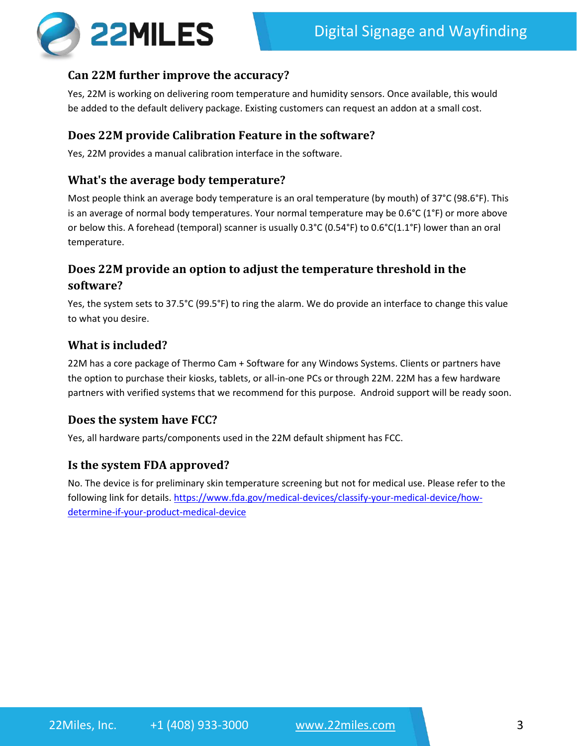### Can 22M further improve the accuracy?

Yes, 22M is working on delivering room temperature and humidity sensors. Once available, this would be added to the default delivery package. Existing customers can request an addon at a small cost.

### Does 22M provide Calibration Feature in the software?

Yes, 22M provides a manual calibration interface in the software.

### What's the average body temperature?

Most people think an average body temperature is an oral temperature (by mouth) of 37°C (98.6°F). This is an average of normal body temperatures. Your normal temperature may be 0.6°C (1°F) or more above or below this. A forehead (temporal) scanner is usually 0.3°C (0.54°F) to 0.6°C(1.1°F) lower than an oral temperature.

### Does 22M provide an option to adjust the temperature threshold in the software?

Yes, the system sets to 37.5°C (99.5°F) to ring the alarm. We do provide an interface to change this value to what you desire.

### What is included?

22M has a core package of Thermo Cam + Software for any Windows Systems. Clients or partners have the option to purchase their kiosks, tablets, or all-in-one PCs or through 22M. 22M has a few hardware partners with verified systems that we recommend for this purpose. Android support will be ready soon.

### Does the system have FCC?

Yes, all hardware parts/components used in the 22M default shipment has FCC.

### Is the system FDA approved?

No. The device is for preliminary skin temperature screening but not for medical use. Please refer to the following link for details. [https://www.fda.gov/medical-devices/classify-your-medical-device/how-determine-if-your-product-medical-device](https://www.fda.gov/medical-devices/classify-your-medical-device/how-determine-if-your-product-medical-device)